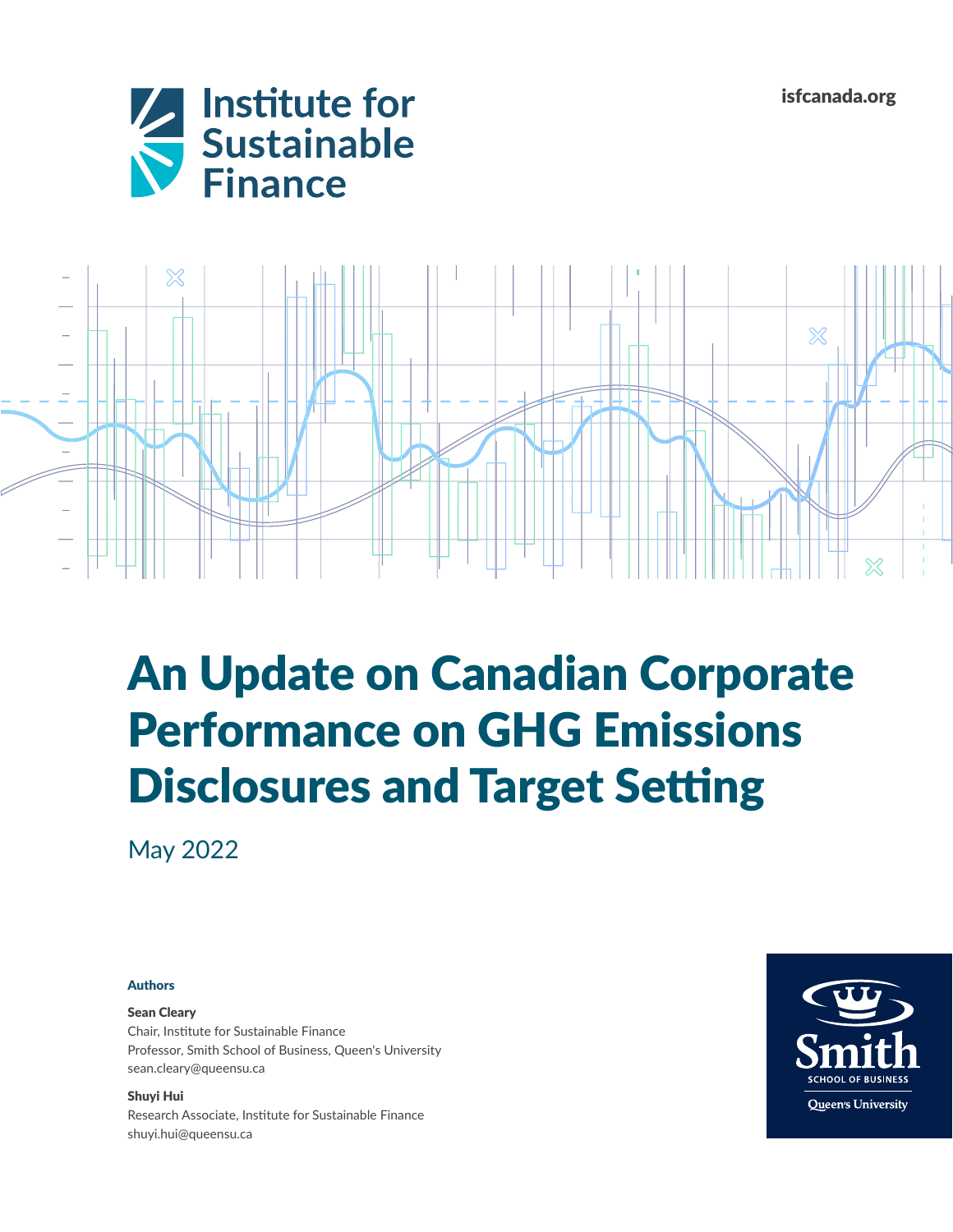Institute for Sustainable Finance

isfcanada.org

# An Update on Canadian Corporate Performance on GHG Emissions Disclosures and Target Setting

May 2022

**Authors**

**Sean Cleary**
Chair, Institute for Sustainable Finance
Professor, Smith School of Business, Queen's University
sean.cleary@queensu.ca

**Shuyi Hui**
Research Associate, Institute for Sustainable Finance
shuyi.hui@queensu.ca

Smith School of Business
Queen's University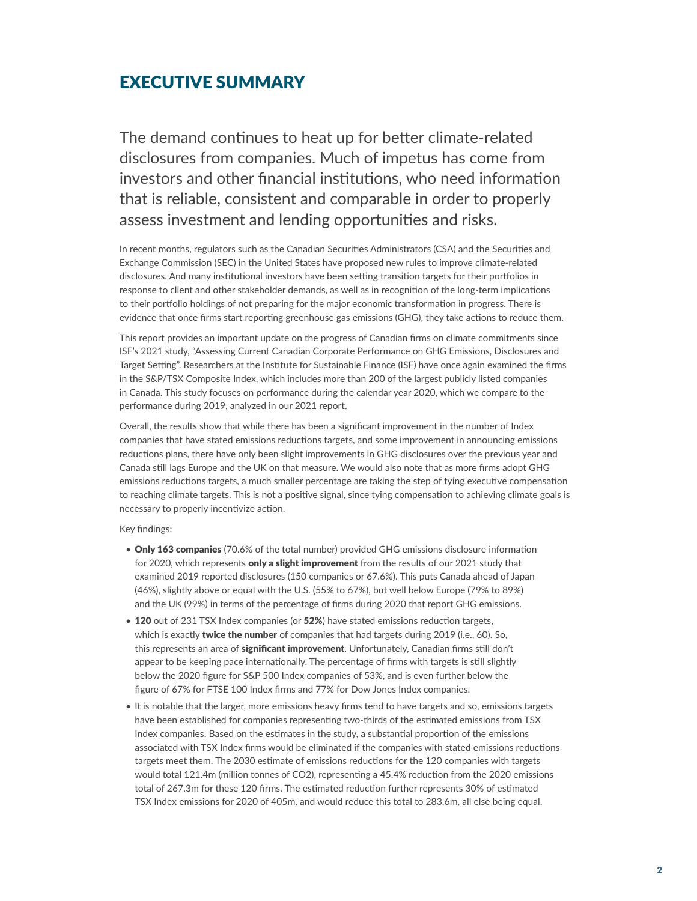# EXECUTIVE SUMMARY

The demand continues to heat up for better climate-related disclosures from companies. Much of impetus has come from investors and other financial institutions, who need information that is reliable, consistent and comparable in order to properly assess investment and lending opportunities and risks.

In recent months, regulators such as the Canadian Securities Administrators (CSA) and the Securities and Exchange Commission (SEC) in the United States have proposed new rules to improve climate-related disclosures. And many institutional investors have been setting transition targets for their portfolios in response to client and other stakeholder demands, as well as in recognition of the long-term implications to their portfolio holdings of not preparing for the major economic transformation in progress. There is evidence that once firms start reporting greenhouse gas emissions (GHG), they take actions to reduce them.

This report provides an important update on the progress of Canadian firms on climate commitments since ISF's 2021 study, "Assessing Current Canadian Corporate Performance on GHG Emissions, Disclosures and Target Setting". Researchers at the Institute for Sustainable Finance (ISF) have once again examined the firms in the S&P/TSX Composite Index, which includes more than 200 of the largest publicly listed companies in Canada. This study focuses on performance during the calendar year 2020, which we compare to the performance during 2019, analyzed in our 2021 report.

Overall, the results show that while there has been a significant improvement in the number of Index companies that have stated emissions reductions targets, and some improvement in announcing emissions reductions plans, there have only been slight improvements in GHG disclosures over the previous year and Canada still lags Europe and the UK on that measure. We would also note that as more firms adopt GHG emissions reductions targets, a much smaller percentage are taking the step of tying executive compensation to reaching climate targets. This is not a positive signal, since tying compensation to achieving climate goals is necessary to properly incentivize action.

Key findings:

- **Only 163 companies** (70.6% of the total number) provided GHG emissions disclosure information for 2020, which represents **only a slight improvement** from the results of our 2021 study that examined 2019 reported disclosures (150 companies or 67.6%). This puts Canada ahead of Japan (46%), slightly above or equal with the U.S. (55% to 67%), but well below Europe (79% to 89%) and the UK (99%) in terms of the percentage of firms during 2020 that report GHG emissions.
- **120** out of 231 TSX Index companies (or **52%**) have stated emissions reduction targets, which is exactly **twice the number** of companies that had targets during 2019 (i.e., 60). So, this represents an area of **significant improvement**. Unfortunately, Canadian firms still don't appear to be keeping pace internationally. The percentage of firms with targets is still slightly below the 2020 figure for S&P 500 Index companies of 53%, and is even further below the figure of 67% for FTSE 100 Index firms and 77% for Dow Jones Index companies.
- It is notable that the larger, more emissions heavy firms tend to have targets and so, emissions targets have been established for companies representing two-thirds of the estimated emissions from TSX Index companies. Based on the estimates in the study, a substantial proportion of the emissions associated with TSX Index firms would be eliminated if the companies with stated emissions reductions targets meet them. The 2030 estimate of emissions reductions for the 120 companies with targets would total 121.4m (million tonnes of $CO_2$), representing a 45.4% reduction from the 2020 emissions total of 267.3m for these 120 firms. The estimated reduction further represents 30% of estimated TSX Index emissions for 2020 of 405m, and would reduce this total to 283.6m, all else being equal.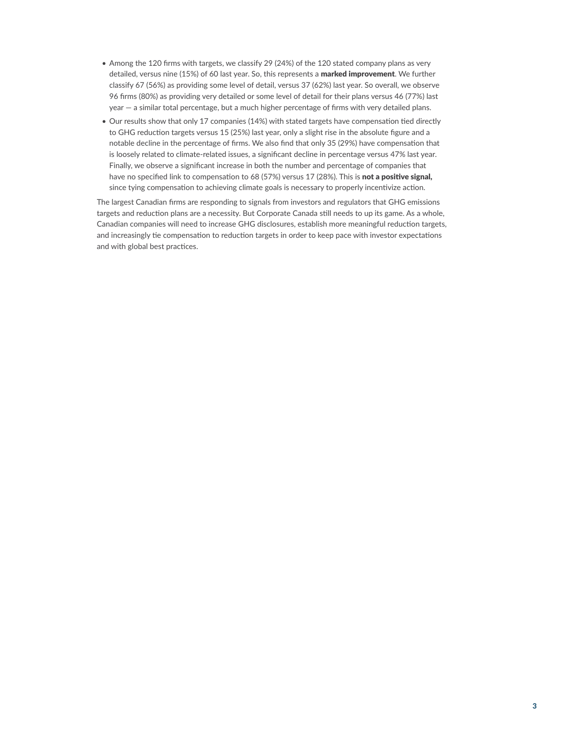- Among the 120 firms with targets, we classify 29 (24%) of the 120 stated company plans as very detailed, versus nine (15%) of 60 last year. So, this represents a **marked improvement**. We further classify 67 (56%) as providing some level of detail, versus 37 (62%) last year. So overall, we observe 96 firms (80%) as providing very detailed or some level of detail for their plans versus 46 (77%) last year — a similar total percentage, but a much higher percentage of firms with very detailed plans.
- Our results show that only 17 companies (14%) with stated targets have compensation tied directly to GHG reduction targets versus 15 (25%) last year, only a slight rise in the absolute figure and a notable decline in the percentage of firms. We also find that only 35 (29%) have compensation that is loosely related to climate-related issues, a significant decline in percentage versus 47% last year. Finally, we observe a significant increase in both the number and percentage of companies that have no specified link to compensation to 68 (57%) versus 17 (28%). This is **not a positive signal,** since tying compensation to achieving climate goals is necessary to properly incentivize action.

The largest Canadian firms are responding to signals from investors and regulators that GHG emissions targets and reduction plans are a necessity. But Corporate Canada still needs to up its game. As a whole, Canadian companies will need to increase GHG disclosures, establish more meaningful reduction targets, and increasingly tie compensation to reduction targets in order to keep pace with investor expectations and with global best practices.